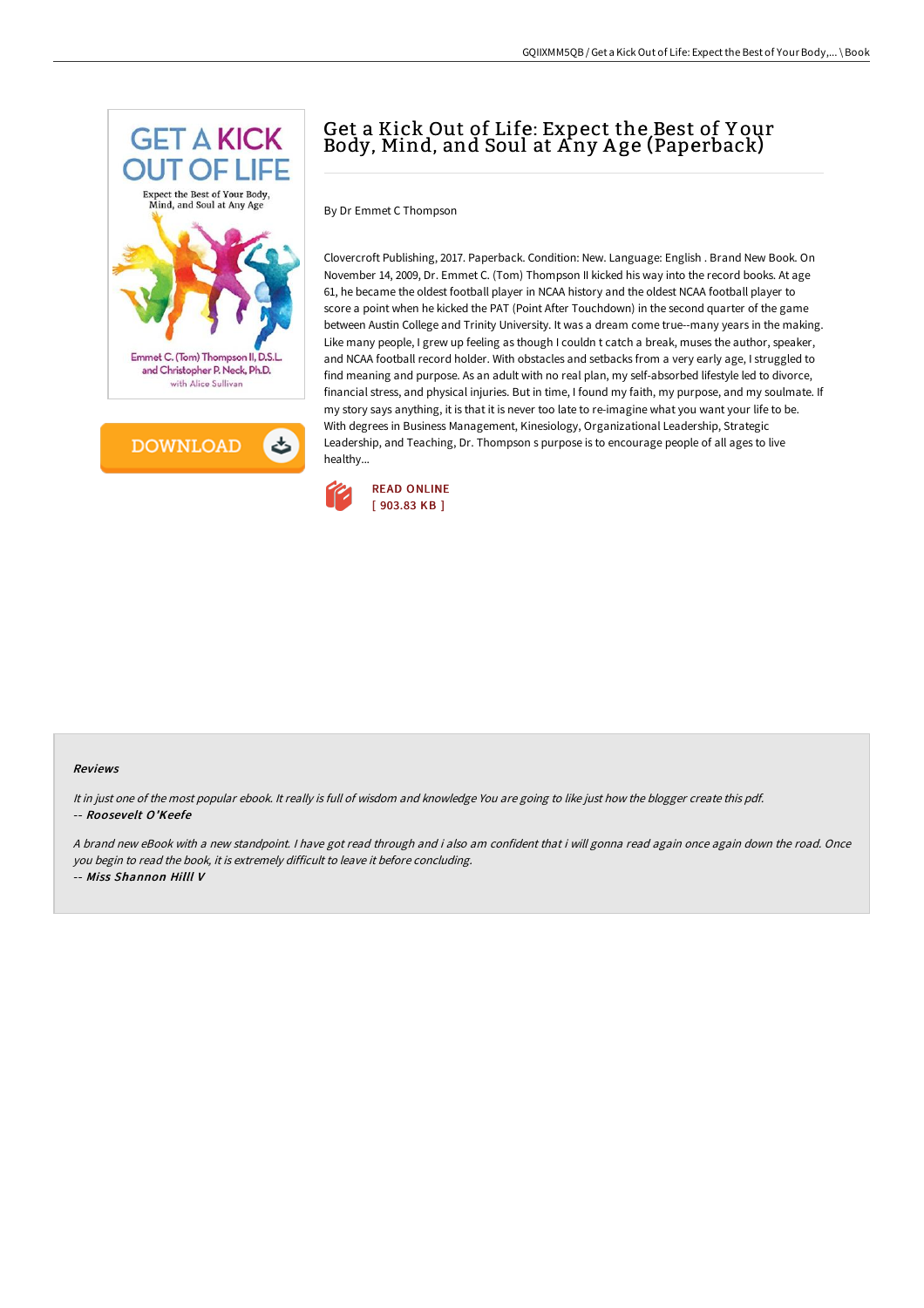# Get a Kick Out of Life: Expect the Best of Your Body, Mind, and Soul at Any Age (Paperback)

By Dr Emmet C Thompson

Clovercroft Publishing, 2017. Paperback. Condition: New. Language: English . Brand New Book. On November 14, 2009, Dr. Emmet C. (Tom) Thompson II kicked his way into the record books. At age 61, he became the oldest football player in NCAA history and the oldest NCAA football player to score a point when he kicked the PAT (Point After Touchdown) in the second quarter of the game between Austin College and Trinity University. It was a dream come true--many years in the making. Like many people, I grew up feeling as though I couldn t catch a break, muses the author, speaker, and NCAA football record holder. With obstacles and setbacks from a very early age, I struggled to find meaning and purpose. As an adult with no real plan, my self-absorbed lifestyle led to divorce, financial stress, and physical injuries. But in time, I found my faith, my purpose, and my soulmate. If my story says anything, it is that it is never too late to re-imagine what you want your life to be. With degrees in Business Management, Kinesiology, Organizational Leadership, Strategic Leadership, and Teaching, Dr. Thompson s purpose is to encourage people of all ages to live healthy...

READ ONLINE
[ 903.83 KB ]

#### Reviews

*It in just one of the most popular ebook. It really is full of wisdom and knowledge You are going to like just how the blogger create this pdf.*
-- ***Roosevelt O'Keefe***

*A brand new eBook with a new standpoint. I have got read through and i also am confident that i will gonna read again once again down the road. Once you begin to read the book, it is extremely difficult to leave it before concluding.*
-- ***Miss Shannon Hilll V***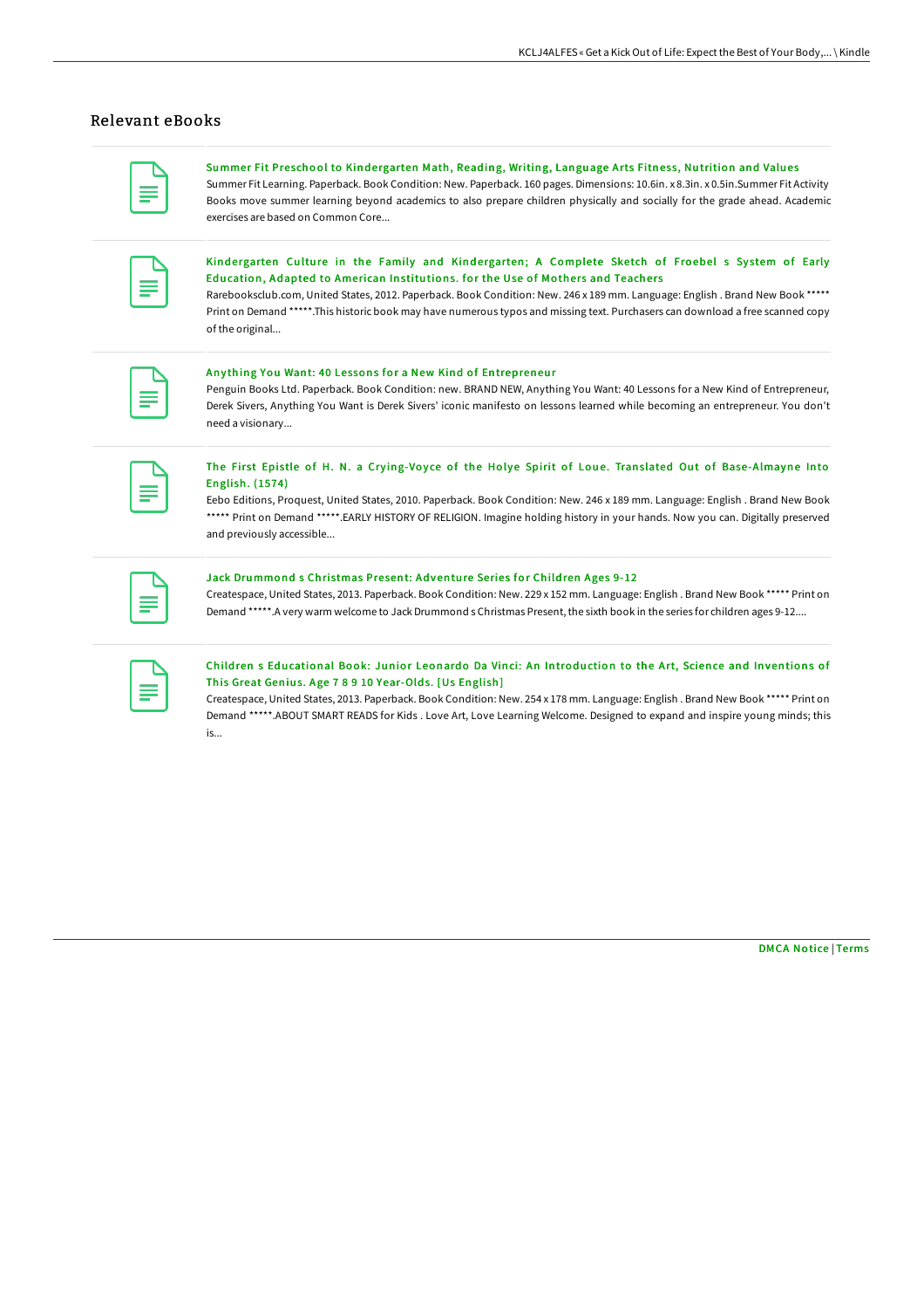## Relevant eBooks

**Summer Fit Preschool to Kindergarten Math, Reading, Writing, Language Arts Fitness, Nutrition and Values**

Summer Fit Learning. Paperback. Book Condition: New. Paperback. 160 pages. Dimensions: 10.6in. x 8.3in. x 0.5in.Summer Fit Activity Books move summer learning beyond academics to also prepare children physically and socially for the grade ahead. Academic exercises are based on Common Core...

**Kindergarten Culture in the Family and Kindergarten; A Complete Sketch of Froebel s System of Early Education, Adapted to American Institutions. for the Use of Mothers and Teachers**

Rarebooksclub.com, United States, 2012. Paperback. Book Condition: New. 246 x 189 mm. Language: English . Brand New Book ***** Print on Demand *****.This historic book may have numerous typos and missing text. Purchasers can download a free scanned copy of the original...

**Anything You Want: 40 Lessons for a New Kind of Entrepreneur**

Penguin Books Ltd. Paperback. Book Condition: new. BRAND NEW, Anything You Want: 40 Lessons for a New Kind of Entrepreneur, Derek Sivers, Anything You Want is Derek Sivers' iconic manifesto on lessons learned while becoming an entrepreneur. You don't need a visionary...

**The First Epistle of H. N. a Crying-Voyce of the Holye Spirit of Loue. Translated Out of Base-Almayne Into English. (1574)**

Eebo Editions, Proquest, United States, 2010. Paperback. Book Condition: New. 246 x 189 mm. Language: English . Brand New Book ***** Print on Demand *****.EARLY HISTORY OF RELIGION. Imagine holding history in your hands. Now you can. Digitally preserved and previously accessible...

**Jack Drummond s Christmas Present: Adventure Series for Children Ages 9-12**

Createspace, United States, 2013. Paperback. Book Condition: New. 229 x 152 mm. Language: English . Brand New Book ***** Print on Demand *****.A very warm welcome to Jack Drummond s Christmas Present, the sixth book in the series for children ages 9-12....

**Children s Educational Book: Junior Leonardo Da Vinci: An Introduction to the Art, Science and Inventions of This Great Genius. Age 7 8 9 10 Year-Olds. [Us English]**

Createspace, United States, 2013. Paperback. Book Condition: New. 254 x 178 mm. Language: English . Brand New Book ***** Print on Demand *****.ABOUT SMART READS for Kids . Love Art, Love Learning Welcome. Designed to expand and inspire young minds; this is...